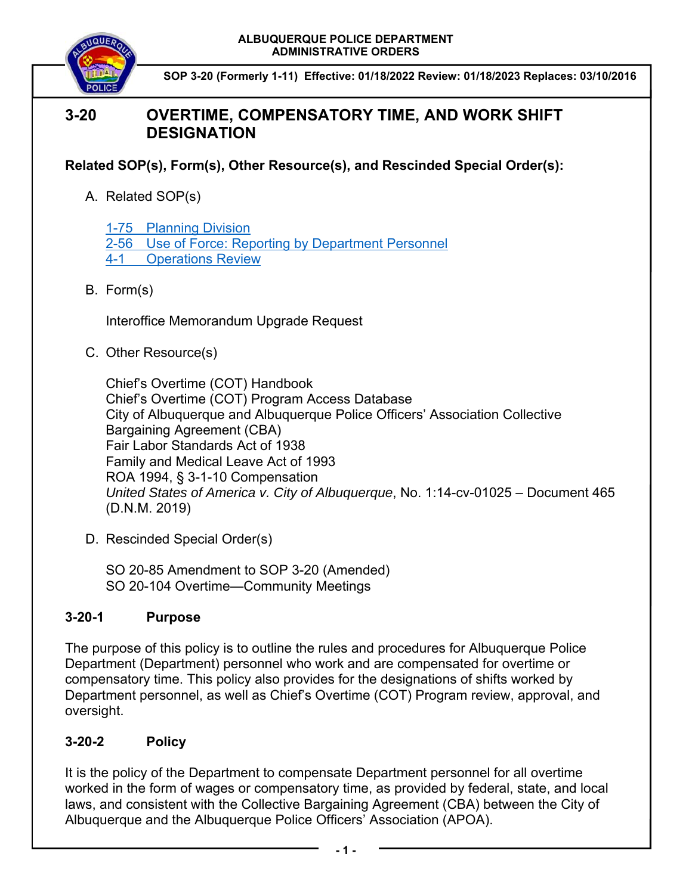**ALBUQUERQUE POLICE DEPARTMENT**
**ADMINISTRATIVE ORDERS**

**SOP 3-20 (Formerly 1-11) Effective: 01/18/2022 Review: 01/18/2023 Replaces: 03/10/2016**

# 3-20 OVERTIME, COMPENSATORY TIME, AND WORK SHIFT DESIGNATION

**Related SOP(s), Form(s), Other Resource(s), and Rescinded Special Order(s):**

A. Related SOP(s)

   1-75 Planning Division
   2-56 Use of Force: Reporting by Department Personnel
   4-1 Operations Review

B. Form(s)

   Interoffice Memorandum Upgrade Request

C. Other Resource(s)

   Chief's Overtime (COT) Handbook
   Chief's Overtime (COT) Program Access Database
   City of Albuquerque and Albuquerque Police Officers' Association Collective Bargaining Agreement (CBA)
   Fair Labor Standards Act of 1938
   Family and Medical Leave Act of 1993
   ROA 1994, § 3-1-10 Compensation
   *United States of America v. City of Albuquerque*, No. 1:14-cv-01025 – Document 465 (D.N.M. 2019)

D. Rescinded Special Order(s)

   SO 20-85 Amendment to SOP 3-20 (Amended)
   SO 20-104 Overtime—Community Meetings

## 3-20-1 Purpose

The purpose of this policy is to outline the rules and procedures for Albuquerque Police Department (Department) personnel who work and are compensated for overtime or compensatory time. This policy also provides for the designations of shifts worked by Department personnel, as well as Chief's Overtime (COT) Program review, approval, and oversight.

## 3-20-2 Policy

It is the policy of the Department to compensate Department personnel for all overtime worked in the form of wages or compensatory time, as provided by federal, state, and local laws, and consistent with the Collective Bargaining Agreement (CBA) between the City of Albuquerque and the Albuquerque Police Officers' Association (APOA).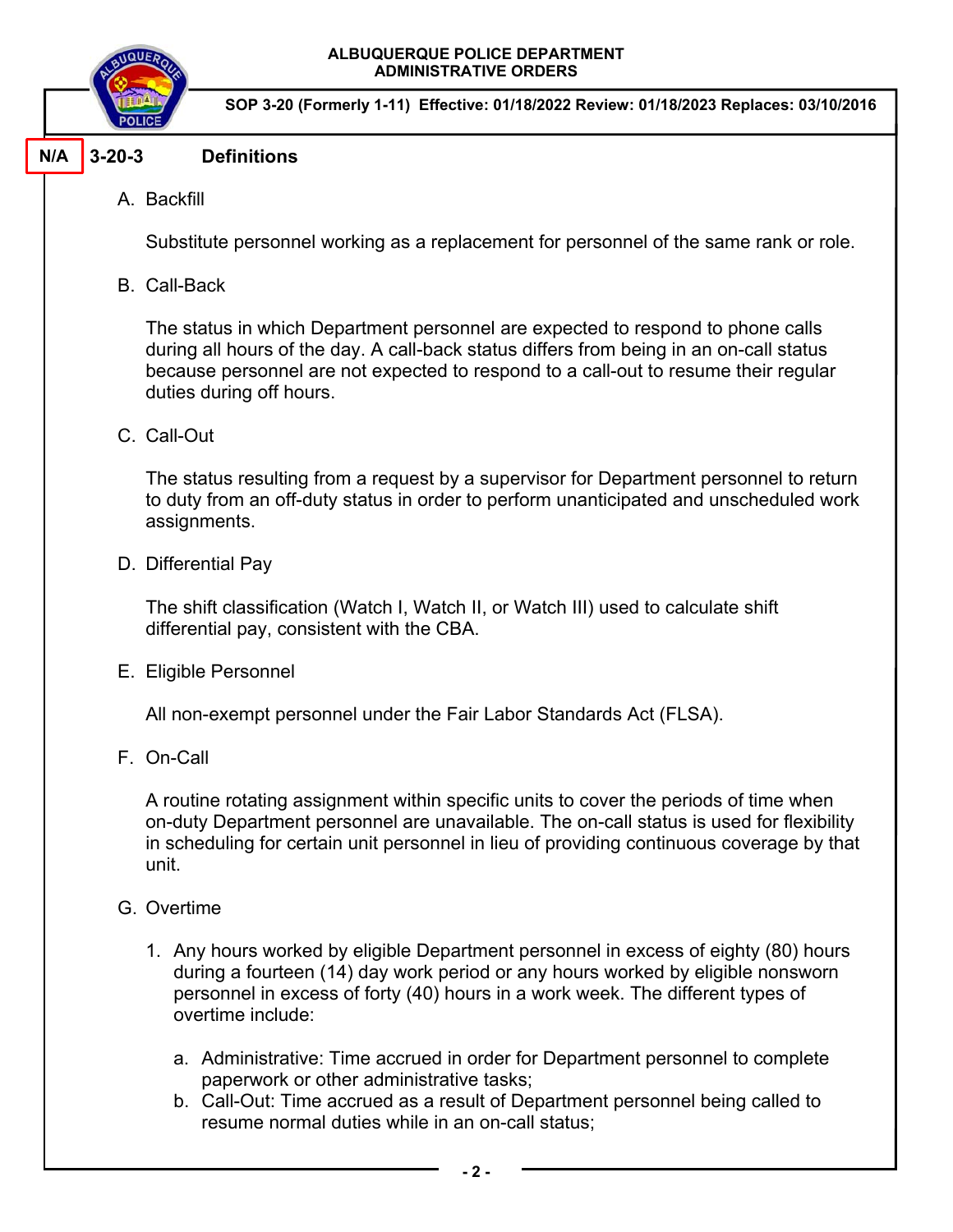N/A

## 3-20-3 Definitions

A. Backfill

Substitute personnel working as a replacement for personnel of the same rank or role.

B. Call-Back

The status in which Department personnel are expected to respond to phone calls during all hours of the day. A call-back status differs from being in an on-call status because personnel are not expected to respond to a call-out to resume their regular duties during off hours.

C. Call-Out

The status resulting from a request by a supervisor for Department personnel to return to duty from an off-duty status in order to perform unanticipated and unscheduled work assignments.

D. Differential Pay

The shift classification (Watch I, Watch II, or Watch III) used to calculate shift differential pay, consistent with the CBA.

E. Eligible Personnel

All non-exempt personnel under the Fair Labor Standards Act (FLSA).

F. On-Call

A routine rotating assignment within specific units to cover the periods of time when on-duty Department personnel are unavailable. The on-call status is used for flexibility in scheduling for certain unit personnel in lieu of providing continuous coverage by that unit.

G. Overtime

1. Any hours worked by eligible Department personnel in excess of eighty (80) hours during a fourteen (14) day work period or any hours worked by eligible nonsworn personnel in excess of forty (40) hours in a work week. The different types of overtime include:

   a. Administrative: Time accrued in order for Department personnel to complete paperwork or other administrative tasks;
   b. Call-Out: Time accrued as a result of Department personnel being called to resume normal duties while in an on-call status;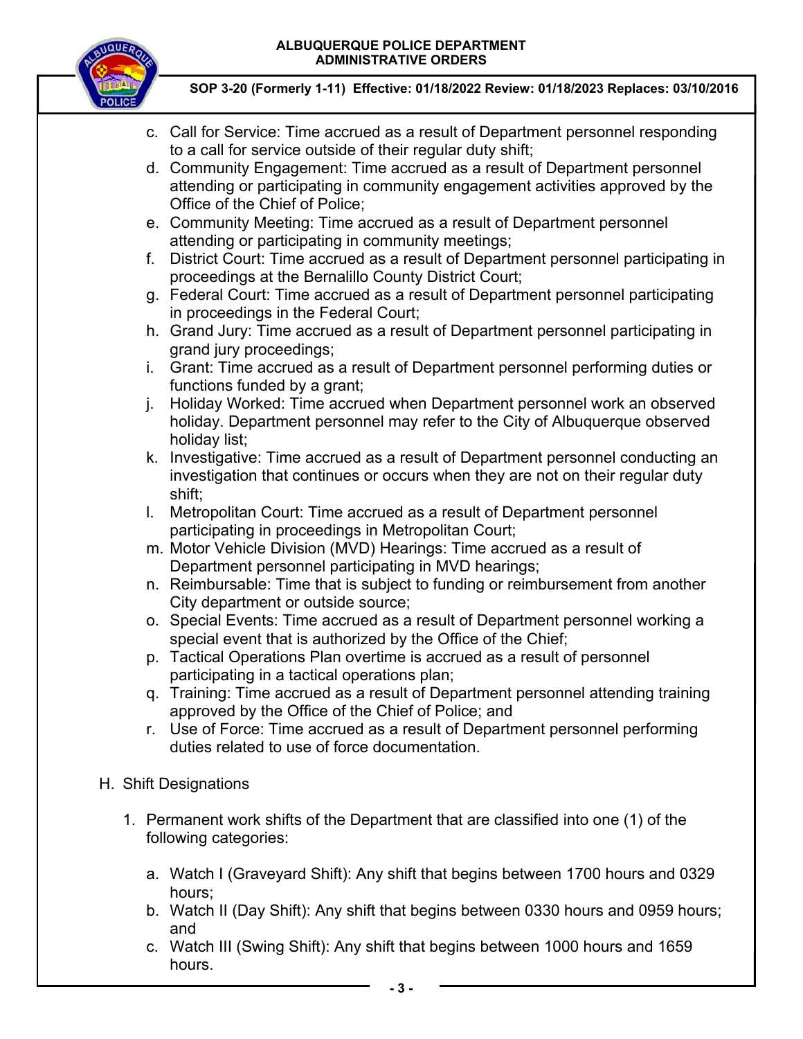c. Call for Service: Time accrued as a result of Department personnel responding to a call for service outside of their regular duty shift;
d. Community Engagement: Time accrued as a result of Department personnel attending or participating in community engagement activities approved by the Office of the Chief of Police;
e. Community Meeting: Time accrued as a result of Department personnel attending or participating in community meetings;
f. District Court: Time accrued as a result of Department personnel participating in proceedings at the Bernalillo County District Court;
g. Federal Court: Time accrued as a result of Department personnel participating in proceedings in the Federal Court;
h. Grand Jury: Time accrued as a result of Department personnel participating in grand jury proceedings;
i. Grant: Time accrued as a result of Department personnel performing duties or functions funded by a grant;
j. Holiday Worked: Time accrued when Department personnel work an observed holiday. Department personnel may refer to the City of Albuquerque observed holiday list;
k. Investigative: Time accrued as a result of Department personnel conducting an investigation that continues or occurs when they are not on their regular duty shift;
l. Metropolitan Court: Time accrued as a result of Department personnel participating in proceedings in Metropolitan Court;
m. Motor Vehicle Division (MVD) Hearings: Time accrued as a result of Department personnel participating in MVD hearings;
n. Reimbursable: Time that is subject to funding or reimbursement from another City department or outside source;
o. Special Events: Time accrued as a result of Department personnel working a special event that is authorized by the Office of the Chief;
p. Tactical Operations Plan overtime is accrued as a result of personnel participating in a tactical operations plan;
q. Training: Time accrued as a result of Department personnel attending training approved by the Office of the Chief of Police; and
r. Use of Force: Time accrued as a result of Department personnel performing duties related to use of force documentation.

H. Shift Designations

1. Permanent work shifts of the Department that are classified into one (1) of the following categories:

   a. Watch I (Graveyard Shift): Any shift that begins between 1700 hours and 0329 hours;
   b. Watch II (Day Shift): Any shift that begins between 0330 hours and 0959 hours; and
   c. Watch III (Swing Shift): Any shift that begins between 1000 hours and 1659 hours.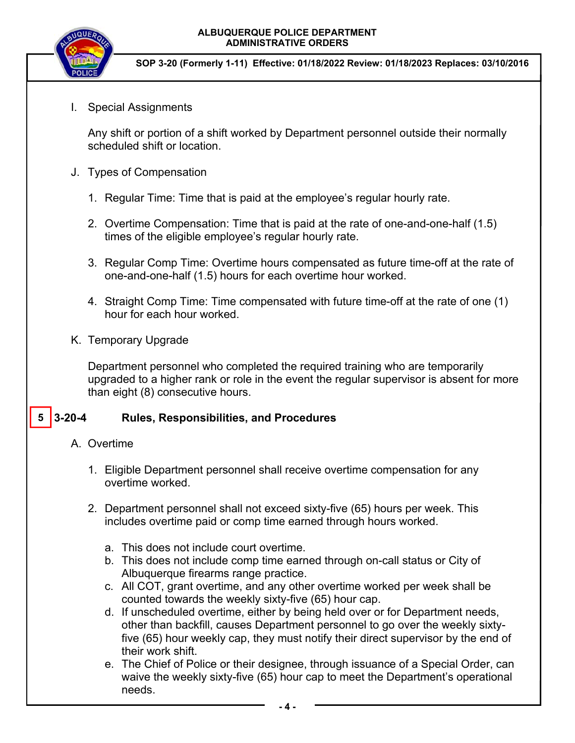I. Special Assignments

   Any shift or portion of a shift worked by Department personnel outside their normally scheduled shift or location.

J. Types of Compensation

   1. Regular Time: Time that is paid at the employee's regular hourly rate.

   2. Overtime Compensation: Time that is paid at the rate of one-and-one-half (1.5) times of the eligible employee's regular hourly rate.

   3. Regular Comp Time: Overtime hours compensated as future time-off at the rate of one-and-one-half (1.5) hours for each overtime hour worked.

   4. Straight Comp Time: Time compensated with future time-off at the rate of one (1) hour for each hour worked.

K. Temporary Upgrade

   Department personnel who completed the required training who are temporarily upgraded to a higher rank or role in the event the regular supervisor is absent for more than eight (8) consecutive hours.

## 5 3-20-4 Rules, Responsibilities, and Procedures

A. Overtime

   1. Eligible Department personnel shall receive overtime compensation for any overtime worked.

   2. Department personnel shall not exceed sixty-five (65) hours per week. This includes overtime paid or comp time earned through hours worked.

      a. This does not include court overtime.
      b. This does not include comp time earned through on-call status or City of Albuquerque firearms range practice.
      c. All COT, grant overtime, and any other overtime worked per week shall be counted towards the weekly sixty-five (65) hour cap.
      d. If unscheduled overtime, either by being held over or for Department needs, other than backfill, causes Department personnel to go over the weekly sixty-five (65) hour weekly cap, they must notify their direct supervisor by the end of their work shift.
      e. The Chief of Police or their designee, through issuance of a Special Order, can waive the weekly sixty-five (65) hour cap to meet the Department's operational needs.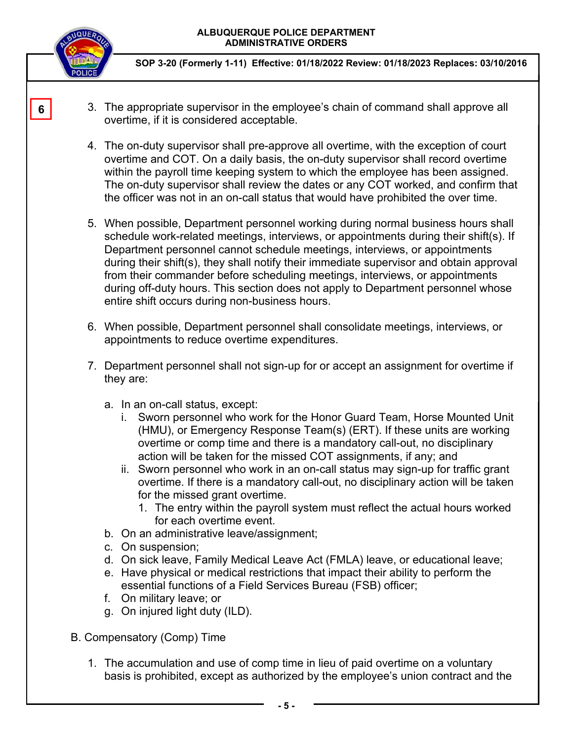6

3. The appropriate supervisor in the employee's chain of command shall approve all overtime, if it is considered acceptable.

4. The on-duty supervisor shall pre-approve all overtime, with the exception of court overtime and COT. On a daily basis, the on-duty supervisor shall record overtime within the payroll time keeping system to which the employee has been assigned. The on-duty supervisor shall review the dates or any COT worked, and confirm that the officer was not in an on-call status that would have prohibited the over time.

5. When possible, Department personnel working during normal business hours shall schedule work-related meetings, interviews, or appointments during their shift(s). If Department personnel cannot schedule meetings, interviews, or appointments during their shift(s), they shall notify their immediate supervisor and obtain approval from their commander before scheduling meetings, interviews, or appointments during off-duty hours. This section does not apply to Department personnel whose entire shift occurs during non-business hours.

6. When possible, Department personnel shall consolidate meetings, interviews, or appointments to reduce overtime expenditures.

7. Department personnel shall not sign-up for or accept an assignment for overtime if they are:

   a. In an on-call status, except:
      i. Sworn personnel who work for the Honor Guard Team, Horse Mounted Unit (HMU), or Emergency Response Team(s) (ERT). If these units are working overtime or comp time and there is a mandatory call-out, no disciplinary action will be taken for the missed COT assignments, if any; and
      ii. Sworn personnel who work in an on-call status may sign-up for traffic grant overtime. If there is a mandatory call-out, no disciplinary action will be taken for the missed grant overtime.
         1. The entry within the payroll system must reflect the actual hours worked for each overtime event.
   b. On an administrative leave/assignment;
   c. On suspension;
   d. On sick leave, Family Medical Leave Act (FMLA) leave, or educational leave;
   e. Have physical or medical restrictions that impact their ability to perform the essential functions of a Field Services Bureau (FSB) officer;
   f. On military leave; or
   g. On injured light duty (ILD).

B. Compensatory (Comp) Time

1. The accumulation and use of comp time in lieu of paid overtime on a voluntary basis is prohibited, except as authorized by the employee's union contract and the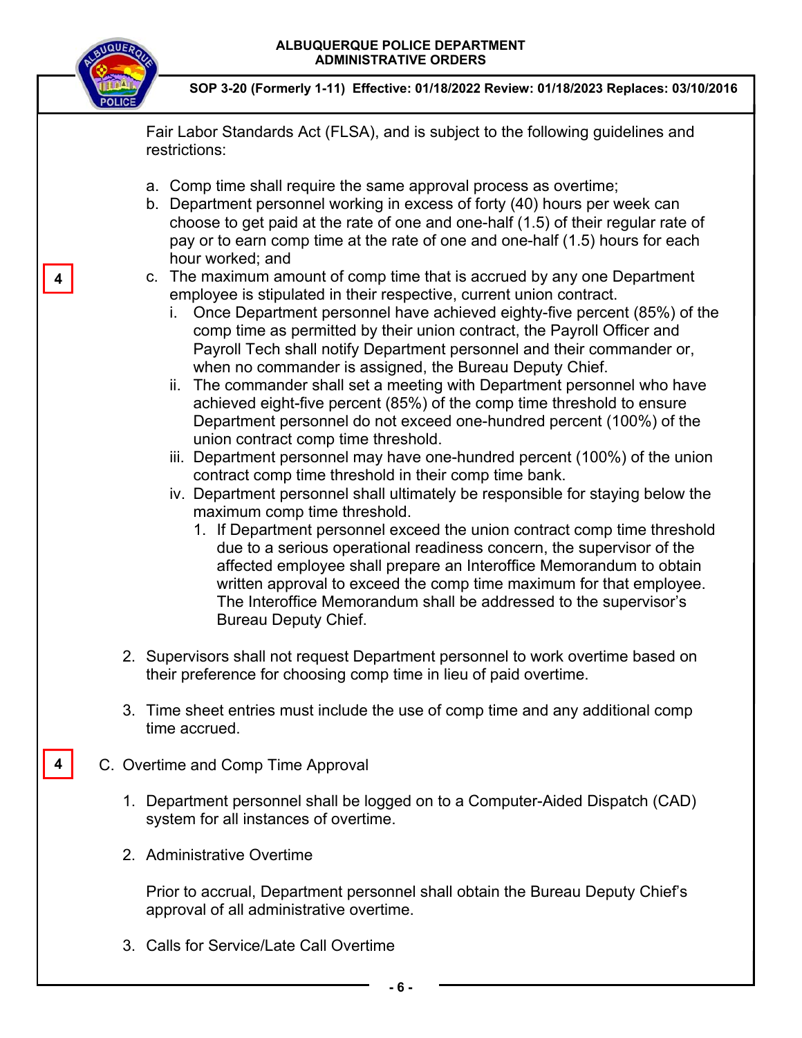Fair Labor Standards Act (FLSA), and is subject to the following guidelines and restrictions:

a. Comp time shall require the same approval process as overtime;
b. Department personnel working in excess of forty (40) hours per week can choose to get paid at the rate of one and one-half (1.5) of their regular rate of pay or to earn comp time at the rate of one and one-half (1.5) hours for each hour worked; and
c. The maximum amount of comp time that is accrued by any one Department employee is stipulated in their respective, current union contract.
   i. Once Department personnel have achieved eighty-five percent (85%) of the comp time as permitted by their union contract, the Payroll Officer and Payroll Tech shall notify Department personnel and their commander or, when no commander is assigned, the Bureau Deputy Chief.
   ii. The commander shall set a meeting with Department personnel who have achieved eight-five percent (85%) of the comp time threshold to ensure Department personnel do not exceed one-hundred percent (100%) of the union contract comp time threshold.
   iii. Department personnel may have one-hundred percent (100%) of the union contract comp time threshold in their comp time bank.
   iv. Department personnel shall ultimately be responsible for staying below the maximum comp time threshold.
      1. If Department personnel exceed the union contract comp time threshold due to a serious operational readiness concern, the supervisor of the affected employee shall prepare an Interoffice Memorandum to obtain written approval to exceed the comp time maximum for that employee. The Interoffice Memorandum shall be addressed to the supervisor's Bureau Deputy Chief.

2. Supervisors shall not request Department personnel to work overtime based on their preference for choosing comp time in lieu of paid overtime.

3. Time sheet entries must include the use of comp time and any additional comp time accrued.

C. Overtime and Comp Time Approval

1. Department personnel shall be logged on to a Computer-Aided Dispatch (CAD) system for all instances of overtime.

2. Administrative Overtime

   Prior to accrual, Department personnel shall obtain the Bureau Deputy Chief's approval of all administrative overtime.

3. Calls for Service/Late Call Overtime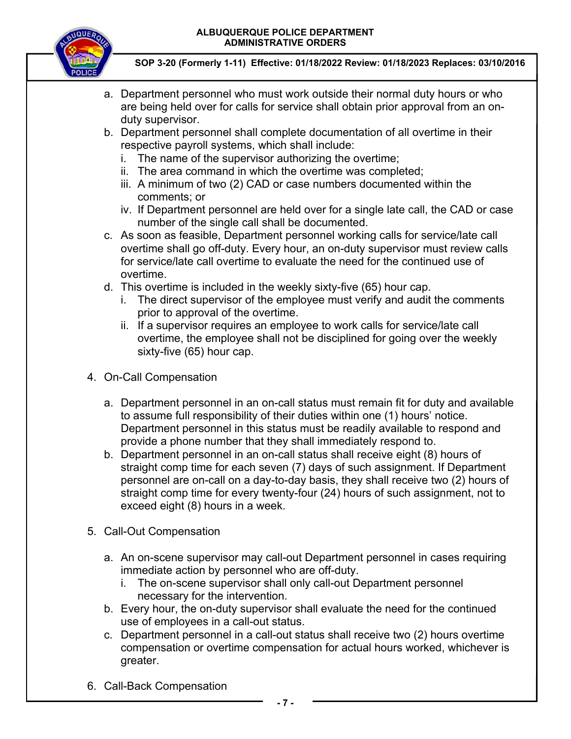a. Department personnel who must work outside their normal duty hours or who are being held over for calls for service shall obtain prior approval from an on-duty supervisor.
b. Department personnel shall complete documentation of all overtime in their respective payroll systems, which shall include:
   i. The name of the supervisor authorizing the overtime;
   ii. The area command in which the overtime was completed;
   iii. A minimum of two (2) CAD or case numbers documented within the comments; or
   iv. If Department personnel are held over for a single late call, the CAD or case number of the single call shall be documented.
c. As soon as feasible, Department personnel working calls for service/late call overtime shall go off-duty. Every hour, an on-duty supervisor must review calls for service/late call overtime to evaluate the need for the continued use of overtime.
d. This overtime is included in the weekly sixty-five (65) hour cap.
   i. The direct supervisor of the employee must verify and audit the comments prior to approval of the overtime.
   ii. If a supervisor requires an employee to work calls for service/late call overtime, the employee shall not be disciplined for going over the weekly sixty-five (65) hour cap.

4. On-Call Compensation

   a. Department personnel in an on-call status must remain fit for duty and available to assume full responsibility of their duties within one (1) hours' notice. Department personnel in this status must be readily available to respond and provide a phone number that they shall immediately respond to.
   b. Department personnel in an on-call status shall receive eight (8) hours of straight comp time for each seven (7) days of such assignment. If Department personnel are on-call on a day-to-day basis, they shall receive two (2) hours of straight comp time for every twenty-four (24) hours of such assignment, not to exceed eight (8) hours in a week.

5. Call-Out Compensation

   a. An on-scene supervisor may call-out Department personnel in cases requiring immediate action by personnel who are off-duty.
      i. The on-scene supervisor shall only call-out Department personnel necessary for the intervention.
   b. Every hour, the on-duty supervisor shall evaluate the need for the continued use of employees in a call-out status.
   c. Department personnel in a call-out status shall receive two (2) hours overtime compensation or overtime compensation for actual hours worked, whichever is greater.

6. Call-Back Compensation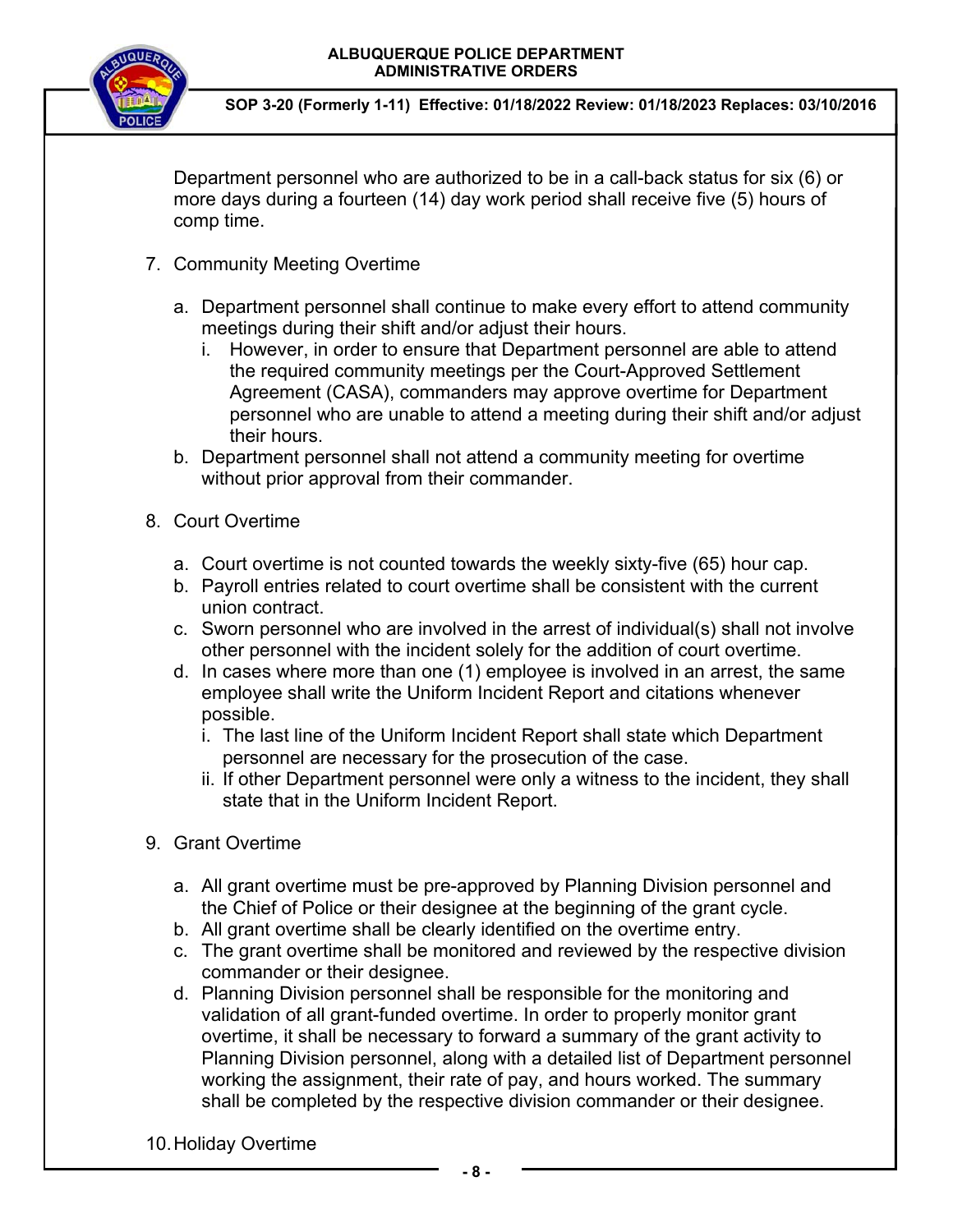Department personnel who are authorized to be in a call-back status for six (6) or more days during a fourteen (14) day work period shall receive five (5) hours of comp time.

7. Community Meeting Overtime

   a. Department personnel shall continue to make every effort to attend community meetings during their shift and/or adjust their hours.
      i. However, in order to ensure that Department personnel are able to attend the required community meetings per the Court-Approved Settlement Agreement (CASA), commanders may approve overtime for Department personnel who are unable to attend a meeting during their shift and/or adjust their hours.
   b. Department personnel shall not attend a community meeting for overtime without prior approval from their commander.

8. Court Overtime

   a. Court overtime is not counted towards the weekly sixty-five (65) hour cap.
   b. Payroll entries related to court overtime shall be consistent with the current union contract.
   c. Sworn personnel who are involved in the arrest of individual(s) shall not involve other personnel with the incident solely for the addition of court overtime.
   d. In cases where more than one (1) employee is involved in an arrest, the same employee shall write the Uniform Incident Report and citations whenever possible.
      i. The last line of the Uniform Incident Report shall state which Department personnel are necessary for the prosecution of the case.
      ii. If other Department personnel were only a witness to the incident, they shall state that in the Uniform Incident Report.

9. Grant Overtime

   a. All grant overtime must be pre-approved by Planning Division personnel and the Chief of Police or their designee at the beginning of the grant cycle.
   b. All grant overtime shall be clearly identified on the overtime entry.
   c. The grant overtime shall be monitored and reviewed by the respective division commander or their designee.
   d. Planning Division personnel shall be responsible for the monitoring and validation of all grant-funded overtime. In order to properly monitor grant overtime, it shall be necessary to forward a summary of the grant activity to Planning Division personnel, along with a detailed list of Department personnel working the assignment, their rate of pay, and hours worked. The summary shall be completed by the respective division commander or their designee.

10. Holiday Overtime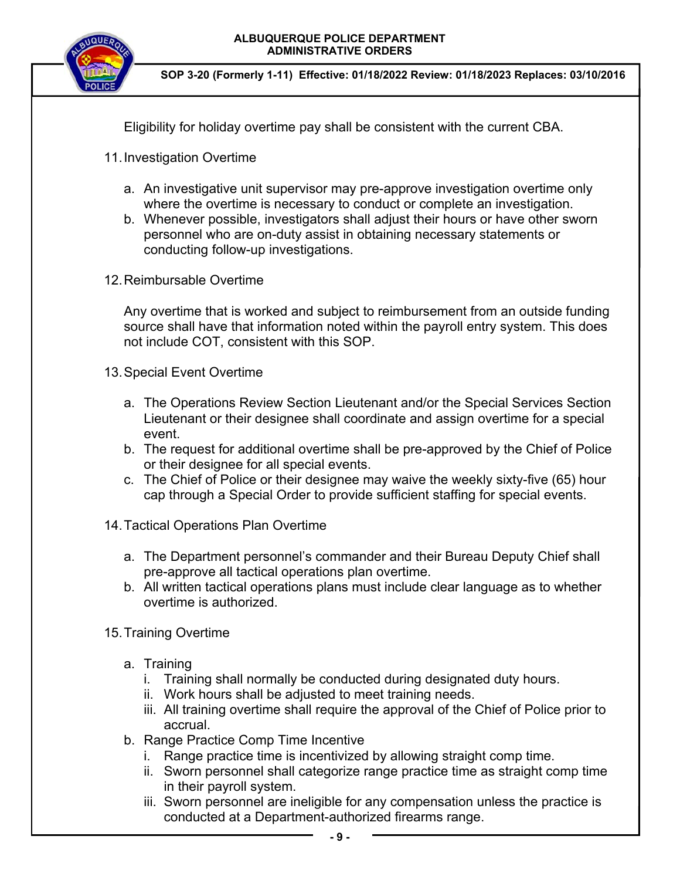Eligibility for holiday overtime pay shall be consistent with the current CBA.

11. Investigation Overtime

    a. An investigative unit supervisor may pre-approve investigation overtime only where the overtime is necessary to conduct or complete an investigation.
    b. Whenever possible, investigators shall adjust their hours or have other sworn personnel who are on-duty assist in obtaining necessary statements or conducting follow-up investigations.

12. Reimbursable Overtime

    Any overtime that is worked and subject to reimbursement from an outside funding source shall have that information noted within the payroll entry system. This does not include COT, consistent with this SOP.

13. Special Event Overtime

    a. The Operations Review Section Lieutenant and/or the Special Services Section Lieutenant or their designee shall coordinate and assign overtime for a special event.
    b. The request for additional overtime shall be pre-approved by the Chief of Police or their designee for all special events.
    c. The Chief of Police or their designee may waive the weekly sixty-five (65) hour cap through a Special Order to provide sufficient staffing for special events.

14. Tactical Operations Plan Overtime

    a. The Department personnel's commander and their Bureau Deputy Chief shall pre-approve all tactical operations plan overtime.
    b. All written tactical operations plans must include clear language as to whether overtime is authorized.

15. Training Overtime

    a. Training
        i. Training shall normally be conducted during designated duty hours.
        ii. Work hours shall be adjusted to meet training needs.
        iii. All training overtime shall require the approval of the Chief of Police prior to accrual.
    b. Range Practice Comp Time Incentive
        i. Range practice time is incentivized by allowing straight comp time.
        ii. Sworn personnel shall categorize range practice time as straight comp time in their payroll system.
        iii. Sworn personnel are ineligible for any compensation unless the practice is conducted at a Department-authorized firearms range.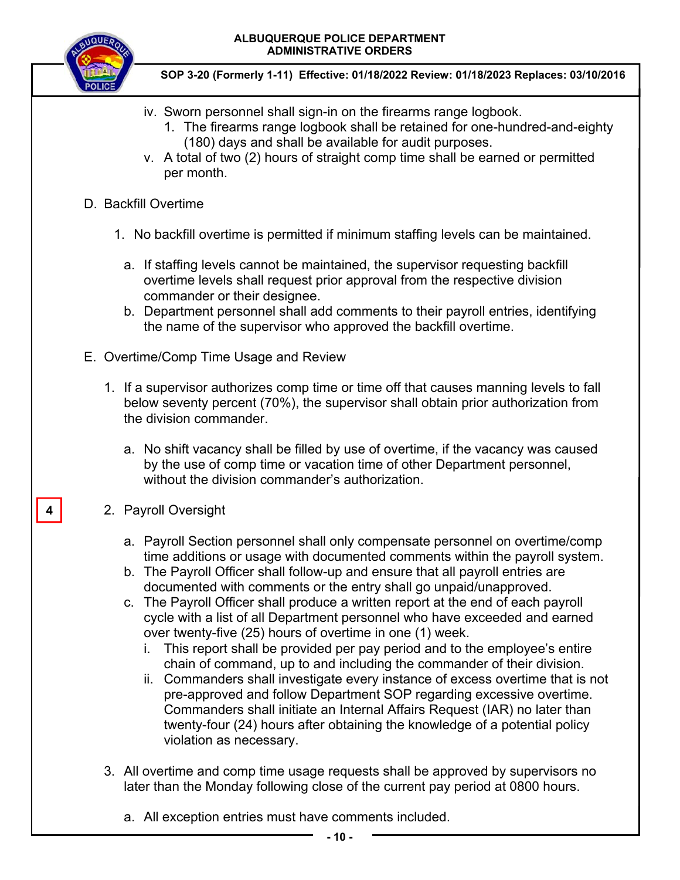iv. Sworn personnel shall sign-in on the firearms range logbook.
   1. The firearms range logbook shall be retained for one-hundred-and-eighty (180) days and shall be available for audit purposes.

v. A total of two (2) hours of straight comp time shall be earned or permitted per month.

D. Backfill Overtime

1. No backfill overtime is permitted if minimum staffing levels can be maintained.

   a. If staffing levels cannot be maintained, the supervisor requesting backfill overtime levels shall request prior approval from the respective division commander or their designee.
   b. Department personnel shall add comments to their payroll entries, identifying the name of the supervisor who approved the backfill overtime.

E. Overtime/Comp Time Usage and Review

1. If a supervisor authorizes comp time or time off that causes manning levels to fall below seventy percent (70%), the supervisor shall obtain prior authorization from the division commander.

   a. No shift vacancy shall be filled by use of overtime, if the vacancy was caused by the use of comp time or vacation time of other Department personnel, without the division commander's authorization.

4

2. Payroll Oversight

   a. Payroll Section personnel shall only compensate personnel on overtime/comp time additions or usage with documented comments within the payroll system.
   b. The Payroll Officer shall follow-up and ensure that all payroll entries are documented with comments or the entry shall go unpaid/unapproved.
   c. The Payroll Officer shall produce a written report at the end of each payroll cycle with a list of all Department personnel who have exceeded and earned over twenty-five (25) hours of overtime in one (1) week.
      i. This report shall be provided per pay period and to the employee's entire chain of command, up to and including the commander of their division.
      ii. Commanders shall investigate every instance of excess overtime that is not pre-approved and follow Department SOP regarding excessive overtime. Commanders shall initiate an Internal Affairs Request (IAR) no later than twenty-four (24) hours after obtaining the knowledge of a potential policy violation as necessary.

3. All overtime and comp time usage requests shall be approved by supervisors no later than the Monday following close of the current pay period at 0800 hours.

   a. All exception entries must have comments included.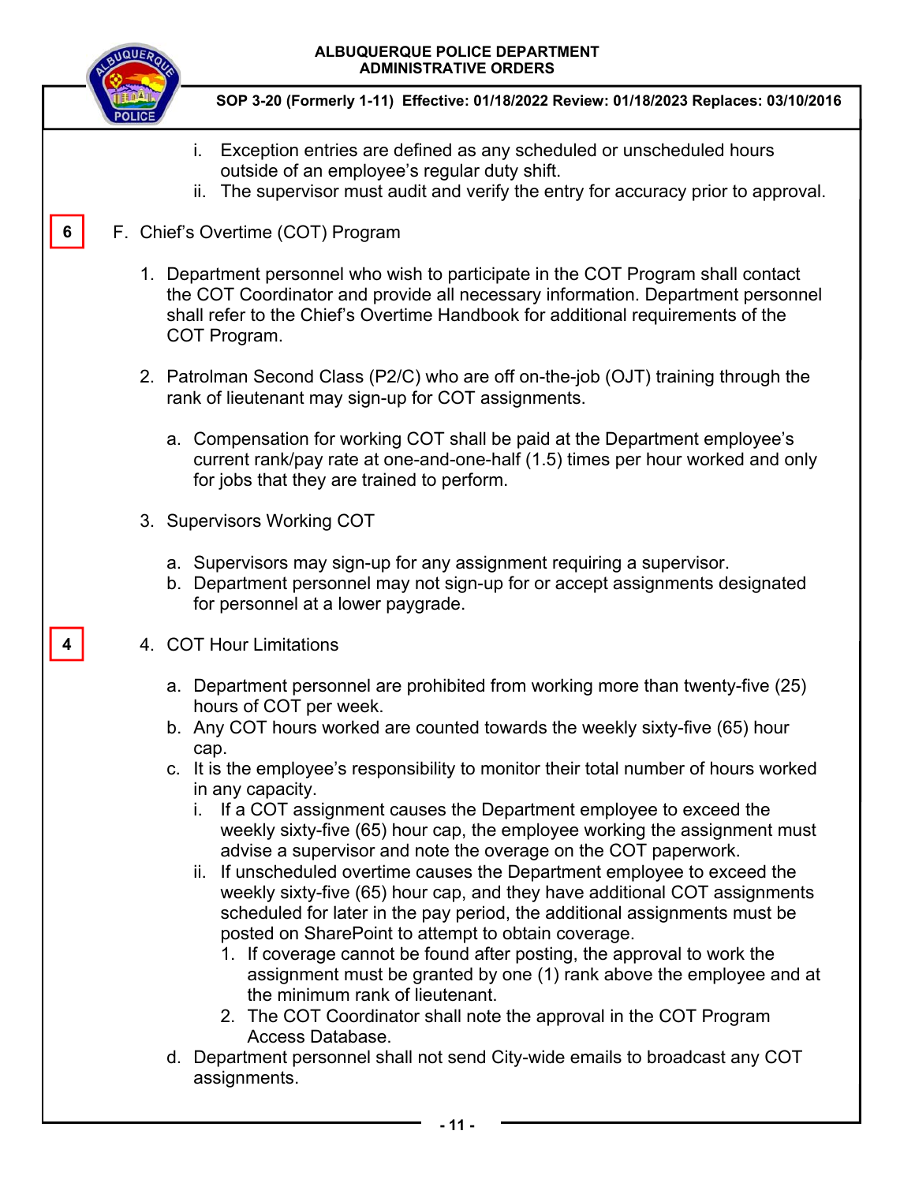i. Exception entries are defined as any scheduled or unscheduled hours outside of an employee's regular duty shift.

ii. The supervisor must audit and verify the entry for accuracy prior to approval.

6

F. Chief's Overtime (COT) Program

1. Department personnel who wish to participate in the COT Program shall contact the COT Coordinator and provide all necessary information. Department personnel shall refer to the Chief's Overtime Handbook for additional requirements of the COT Program.

2. Patrolman Second Class (P2/C) who are off on-the-job (OJT) training through the rank of lieutenant may sign-up for COT assignments.

   a. Compensation for working COT shall be paid at the Department employee's current rank/pay rate at one-and-one-half (1.5) times per hour worked and only for jobs that they are trained to perform.

3. Supervisors Working COT

   a. Supervisors may sign-up for any assignment requiring a supervisor.
   b. Department personnel may not sign-up for or accept assignments designated for personnel at a lower paygrade.

4

4. COT Hour Limitations

   a. Department personnel are prohibited from working more than twenty-five (25) hours of COT per week.
   b. Any COT hours worked are counted towards the weekly sixty-five (65) hour cap.
   c. It is the employee's responsibility to monitor their total number of hours worked in any capacity.
      i. If a COT assignment causes the Department employee to exceed the weekly sixty-five (65) hour cap, the employee working the assignment must advise a supervisor and note the overage on the COT paperwork.
      ii. If unscheduled overtime causes the Department employee to exceed the weekly sixty-five (65) hour cap, and they have additional COT assignments scheduled for later in the pay period, the additional assignments must be posted on SharePoint to attempt to obtain coverage.
         1. If coverage cannot be found after posting, the approval to work the assignment must be granted by one (1) rank above the employee and at the minimum rank of lieutenant.
         2. The COT Coordinator shall note the approval in the COT Program Access Database.
   d. Department personnel shall not send City-wide emails to broadcast any COT assignments.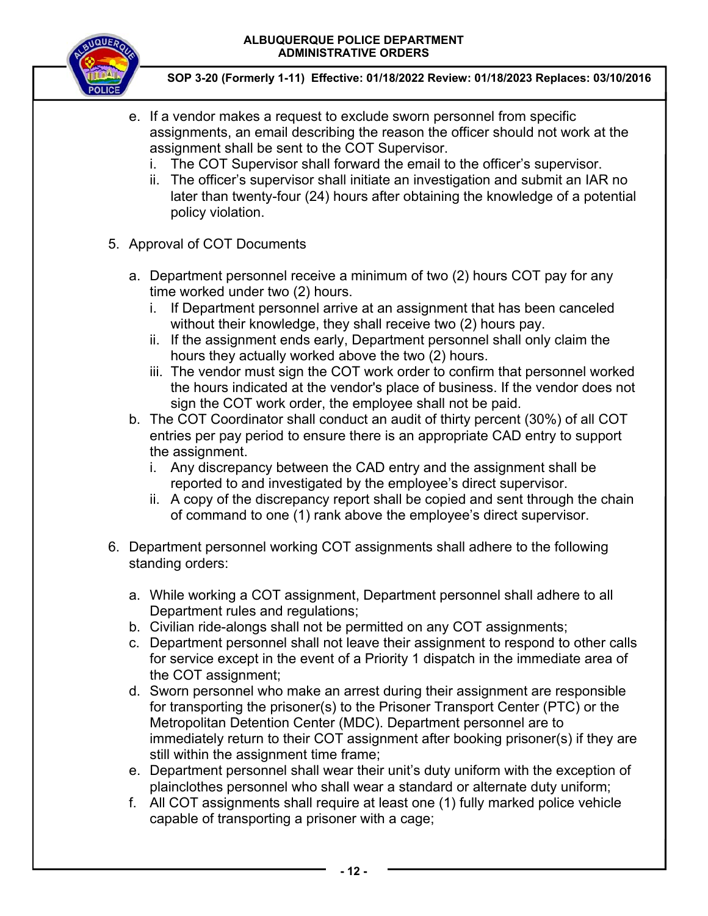e. If a vendor makes a request to exclude sworn personnel from specific assignments, an email describing the reason the officer should not work at the assignment shall be sent to the COT Supervisor.
   i. The COT Supervisor shall forward the email to the officer's supervisor.
   ii. The officer's supervisor shall initiate an investigation and submit an IAR no later than twenty-four (24) hours after obtaining the knowledge of a potential policy violation.

5. Approval of COT Documents

   a. Department personnel receive a minimum of two (2) hours COT pay for any time worked under two (2) hours.
      i. If Department personnel arrive at an assignment that has been canceled without their knowledge, they shall receive two (2) hours pay.
      ii. If the assignment ends early, Department personnel shall only claim the hours they actually worked above the two (2) hours.
      iii. The vendor must sign the COT work order to confirm that personnel worked the hours indicated at the vendor's place of business. If the vendor does not sign the COT work order, the employee shall not be paid.
   b. The COT Coordinator shall conduct an audit of thirty percent (30%) of all COT entries per pay period to ensure there is an appropriate CAD entry to support the assignment.
      i. Any discrepancy between the CAD entry and the assignment shall be reported to and investigated by the employee's direct supervisor.
      ii. A copy of the discrepancy report shall be copied and sent through the chain of command to one (1) rank above the employee's direct supervisor.

6. Department personnel working COT assignments shall adhere to the following standing orders:

   a. While working a COT assignment, Department personnel shall adhere to all Department rules and regulations;
   b. Civilian ride-alongs shall not be permitted on any COT assignments;
   c. Department personnel shall not leave their assignment to respond to other calls for service except in the event of a Priority 1 dispatch in the immediate area of the COT assignment;
   d. Sworn personnel who make an arrest during their assignment are responsible for transporting the prisoner(s) to the Prisoner Transport Center (PTC) or the Metropolitan Detention Center (MDC). Department personnel are to immediately return to their COT assignment after booking prisoner(s) if they are still within the assignment time frame;
   e. Department personnel shall wear their unit's duty uniform with the exception of plainclothes personnel who shall wear a standard or alternate duty uniform;
   f. All COT assignments shall require at least one (1) fully marked police vehicle capable of transporting a prisoner with a cage;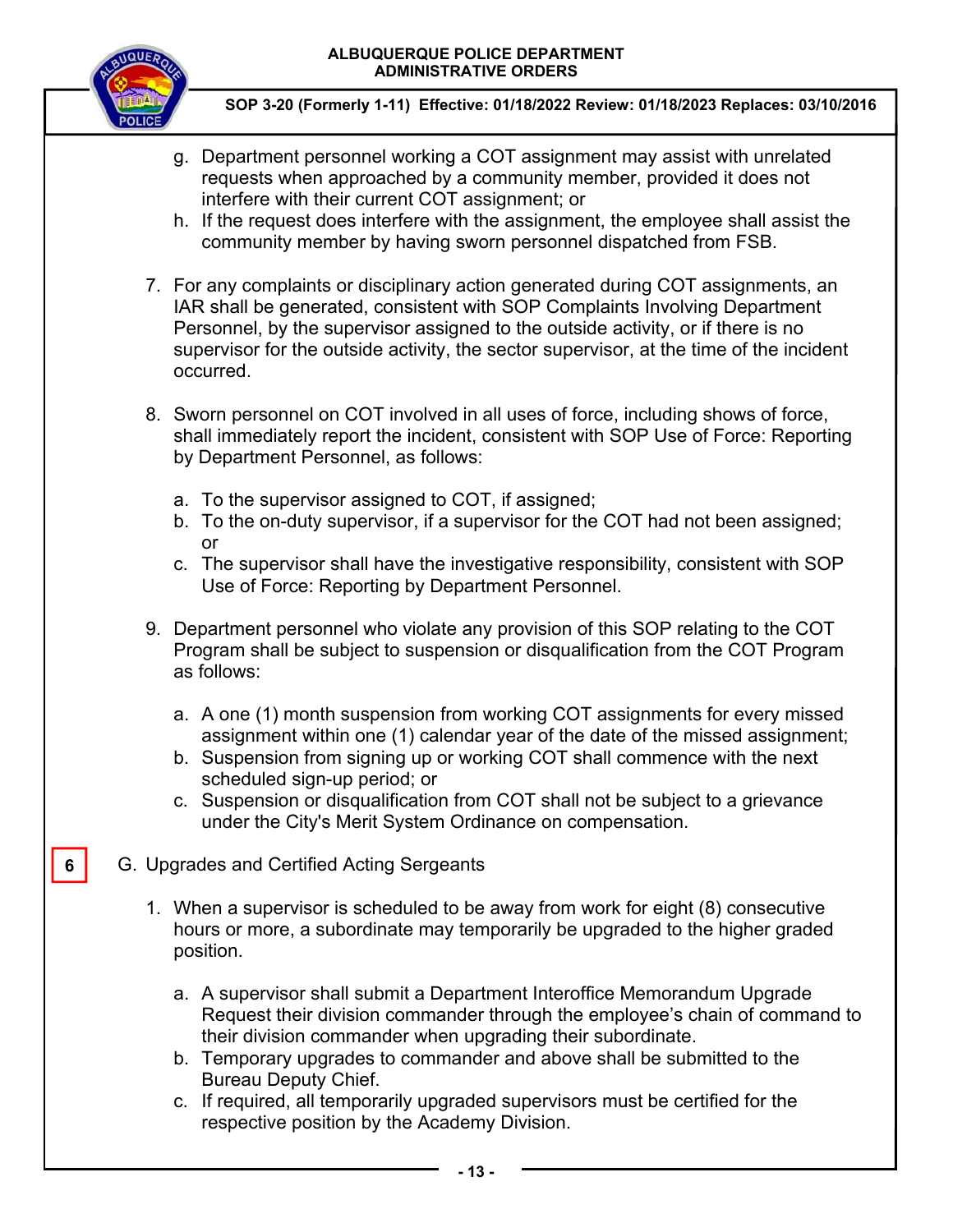g. Department personnel working a COT assignment may assist with unrelated requests when approached by a community member, provided it does not interfere with their current COT assignment; or
h. If the request does interfere with the assignment, the employee shall assist the community member by having sworn personnel dispatched from FSB.

7. For any complaints or disciplinary action generated during COT assignments, an IAR shall be generated, consistent with SOP Complaints Involving Department Personnel, by the supervisor assigned to the outside activity, or if there is no supervisor for the outside activity, the sector supervisor, at the time of the incident occurred.

8. Sworn personnel on COT involved in all uses of force, including shows of force, shall immediately report the incident, consistent with SOP Use of Force: Reporting by Department Personnel, as follows:

   a. To the supervisor assigned to COT, if assigned;
   b. To the on-duty supervisor, if a supervisor for the COT had not been assigned; or
   c. The supervisor shall have the investigative responsibility, consistent with SOP Use of Force: Reporting by Department Personnel.

9. Department personnel who violate any provision of this SOP relating to the COT Program shall be subject to suspension or disqualification from the COT Program as follows:

   a. A one (1) month suspension from working COT assignments for every missed assignment within one (1) calendar year of the date of the missed assignment;
   b. Suspension from signing up or working COT shall commence with the next scheduled sign-up period; or
   c. Suspension or disqualification from COT shall not be subject to a grievance under the City's Merit System Ordinance on compensation.

6

G. Upgrades and Certified Acting Sergeants

1. When a supervisor is scheduled to be away from work for eight (8) consecutive hours or more, a subordinate may temporarily be upgraded to the higher graded position.

   a. A supervisor shall submit a Department Interoffice Memorandum Upgrade Request their division commander through the employee's chain of command to their division commander when upgrading their subordinate.
   b. Temporary upgrades to commander and above shall be submitted to the Bureau Deputy Chief.
   c. If required, all temporarily upgraded supervisors must be certified for the respective position by the Academy Division.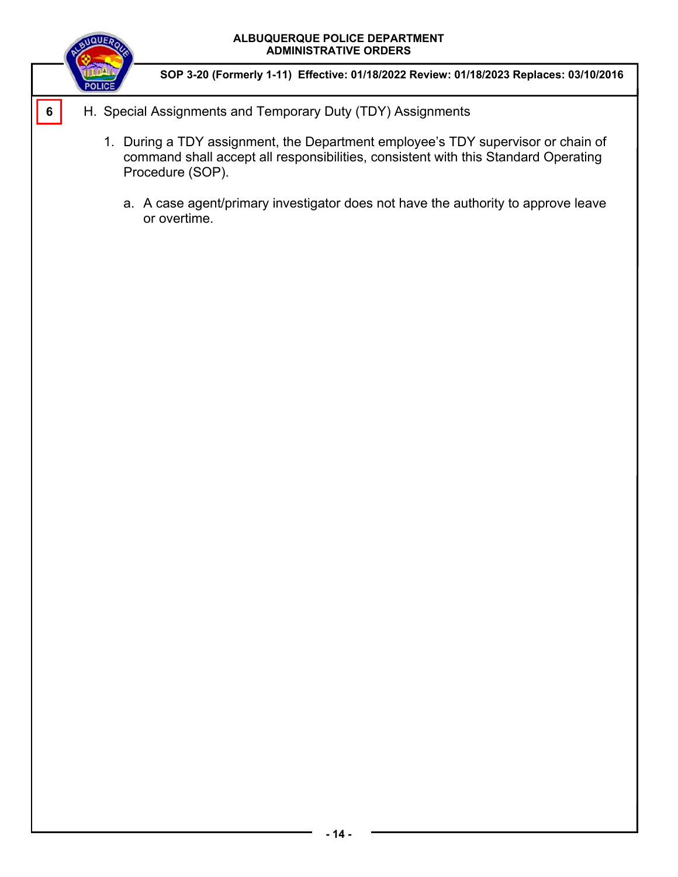6

H. Special Assignments and Temporary Duty (TDY) Assignments

1. During a TDY assignment, the Department employee's TDY supervisor or chain of command shall accept all responsibilities, consistent with this Standard Operating Procedure (SOP).

   a. A case agent/primary investigator does not have the authority to approve leave or overtime.